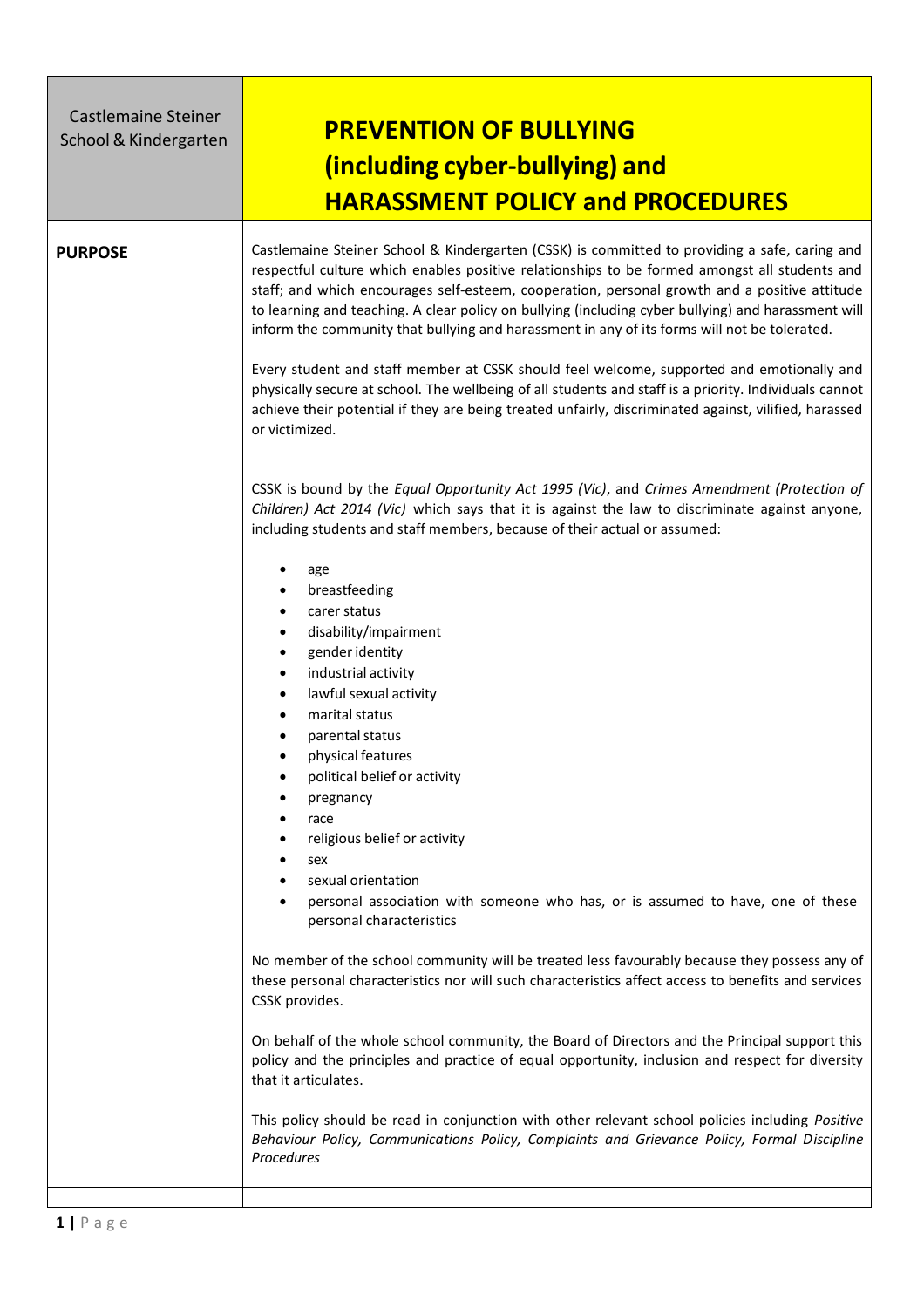Castlemaine Steiner School & Kindergarten

# PREVENTION OF BULLYING (including cyber-bullying) and HARASSMENT POLICY and PROCEDURES

## PURPOSE

Castlemaine Steiner School & Kindergarten (CSSK) is committed to providing a safe, caring and respectful culture which enables positive relationships to be formed amongst all students and staff; and which encourages self-esteem, cooperation, personal growth and a positive attitude to learning and teaching. A clear policy on bullying (including cyber bullying) and harassment will inform the community that bullying and harassment in any of its forms will not be tolerated.

Every student and staff member at CSSK should feel welcome, supported and emotionally and physically secure at school. The wellbeing of all students and staff is a priority. Individuals cannot achieve their potential if they are being treated unfairly, discriminated against, vilified, harassed or victimized.

CSSK is bound by the *Equal Opportunity Act 1995 (Vic)*, and *Crimes Amendment (Protection of Children) Act 2014 (Vic)* which says that it is against the law to discriminate against anyone, including students and staff members, because of their actual or assumed:

- age
- breastfeeding
- carer status
- disability/impairment
- gender identity
- industrial activity
- lawful sexual activity
- marital status
- parental status
- physical features
- political belief or activity
- pregnancy
- race
- religious belief or activity
- sex
- sexual orientation
- personal association with someone who has, or is assumed to have, one of these personal characteristics

No member of the school community will be treated less favourably because they possess any of these personal characteristics nor will such characteristics affect access to benefits and services CSSK provides.

On behalf of the whole school community, the Board of Directors and the Principal support this policy and the principles and practice of equal opportunity, inclusion and respect for diversity that it articulates.

This policy should be read in conjunction with other relevant school policies including *Positive Behaviour Policy, Communications Policy, Complaints and Grievance Policy, Formal Discipline Procedures*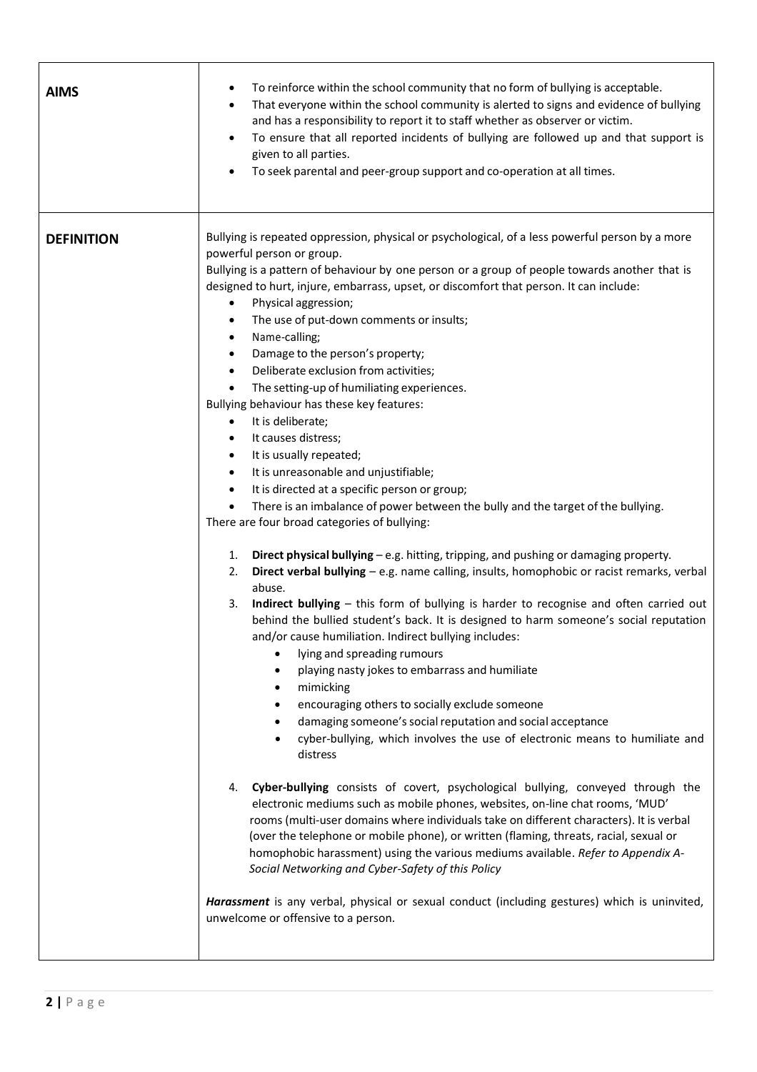| | |
|---|---|
| **AIMS** | • To reinforce within the school community that no form of bullying is acceptable.<br>• That everyone within the school community is alerted to signs and evidence of bullying and has a responsibility to report it to staff whether as observer or victim.<br>• To ensure that all reported incidents of bullying are followed up and that support is given to all parties.<br>• To seek parental and peer-group support and co-operation at all times. |
| **DEFINITION** | Bullying is repeated oppression, physical or psychological, of a less powerful person by a more powerful person or group.<br>Bullying is a pattern of behaviour by one person or a group of people towards another that is designed to hurt, injure, embarrass, upset, or discomfort that person. It can include:<br>• Physical aggression;<br>• The use of put-down comments or insults;<br>• Name-calling;<br>• Damage to the person's property;<br>• Deliberate exclusion from activities;<br>• The setting-up of humiliating experiences.<br>Bullying behaviour has these key features:<br>• It is deliberate;<br>• It causes distress;<br>• It is usually repeated;<br>• It is unreasonable and unjustifiable;<br>• It is directed at a specific person or group;<br>• There is an imbalance of power between the bully and the target of the bullying.<br>There are four broad categories of bullying:<br><br>1. **Direct physical bullying** – e.g. hitting, tripping, and pushing or damaging property.<br>2. **Direct verbal bullying** – e.g. name calling, insults, homophobic or racist remarks, verbal abuse.<br>3. **Indirect bullying** – this form of bullying is harder to recognise and often carried out behind the bullied student's back. It is designed to harm someone's social reputation and/or cause humiliation. Indirect bullying includes:<br>&nbsp;&nbsp;&nbsp;&nbsp;• lying and spreading rumours<br>&nbsp;&nbsp;&nbsp;&nbsp;• playing nasty jokes to embarrass and humiliate<br>&nbsp;&nbsp;&nbsp;&nbsp;• mimicking<br>&nbsp;&nbsp;&nbsp;&nbsp;• encouraging others to socially exclude someone<br>&nbsp;&nbsp;&nbsp;&nbsp;• damaging someone's social reputation and social acceptance<br>&nbsp;&nbsp;&nbsp;&nbsp;• cyber-bullying, which involves the use of electronic means to humiliate and distress<br><br>4. **Cyber-bullying** consists of covert, psychological bullying, conveyed through the electronic mediums such as mobile phones, websites, on-line chat rooms, 'MUD' rooms (multi-user domains where individuals take on different characters). It is verbal (over the telephone or mobile phone), or written (flaming, threats, racial, sexual or homophobic harassment) using the various mediums available. *Refer to Appendix A- Social Networking and Cyber-Safety of this Policy*<br><br>***Harassment*** is any verbal, physical or sexual conduct (including gestures) which is uninvited, unwelcome or offensive to a person. |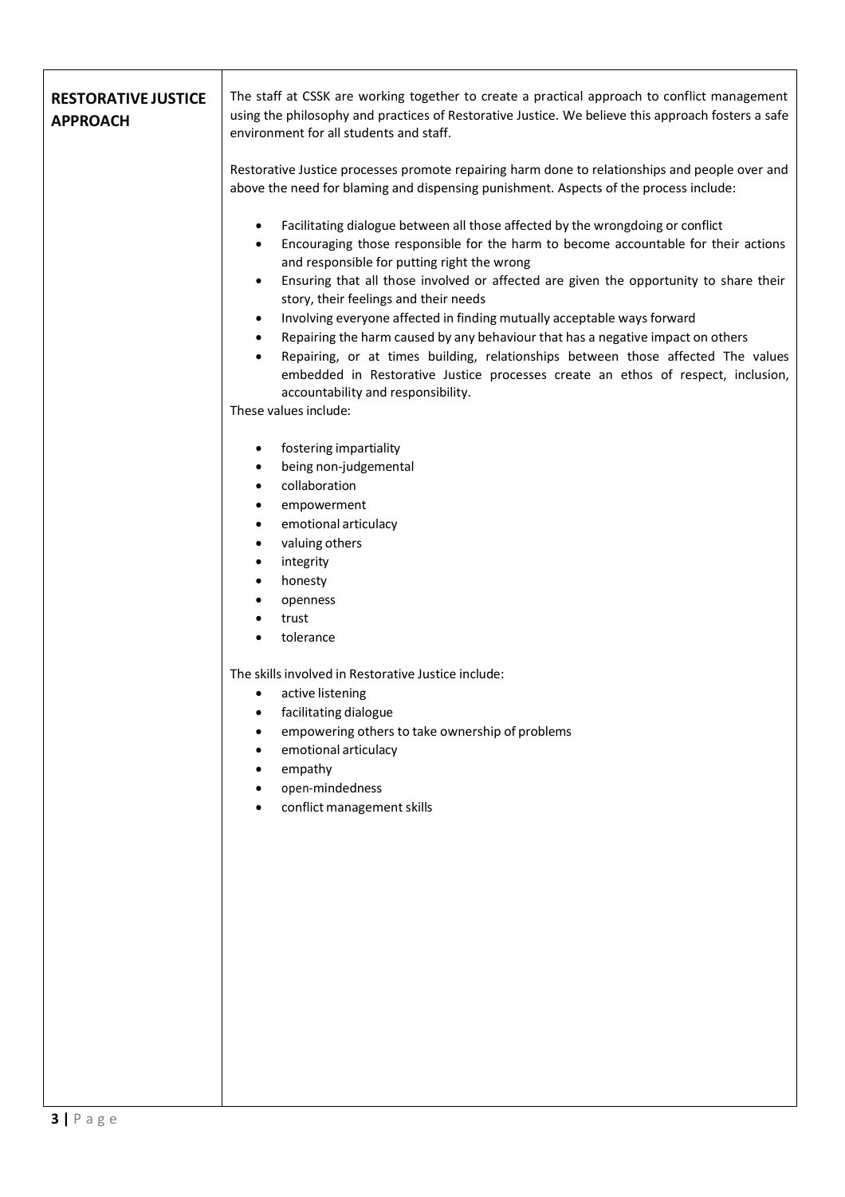## RESTORATIVE JUSTICE APPROACH

The staff at CSSK are working together to create a practical approach to conflict management using the philosophy and practices of Restorative Justice. We believe this approach fosters a safe environment for all students and staff.

Restorative Justice processes promote repairing harm done to relationships and people over and above the need for blaming and dispensing punishment. Aspects of the process include:

- Facilitating dialogue between all those affected by the wrongdoing or conflict
- Encouraging those responsible for the harm to become accountable for their actions and responsible for putting right the wrong
- Ensuring that all those involved or affected are given the opportunity to share their story, their feelings and their needs
- Involving everyone affected in finding mutually acceptable ways forward
- Repairing the harm caused by any behaviour that has a negative impact on others
- Repairing, or at times building, relationships between those affected The values embedded in Restorative Justice processes create an ethos of respect, inclusion, accountability and responsibility.

These values include:

- fostering impartiality
- being non-judgemental
- collaboration
- empowerment
- emotional articulacy
- valuing others
- integrity
- honesty
- openness
- trust
- tolerance

The skills involved in Restorative Justice include:

- active listening
- facilitating dialogue
- empowering others to take ownership of problems
- emotional articulacy
- empathy
- open-mindedness
- conflict management skills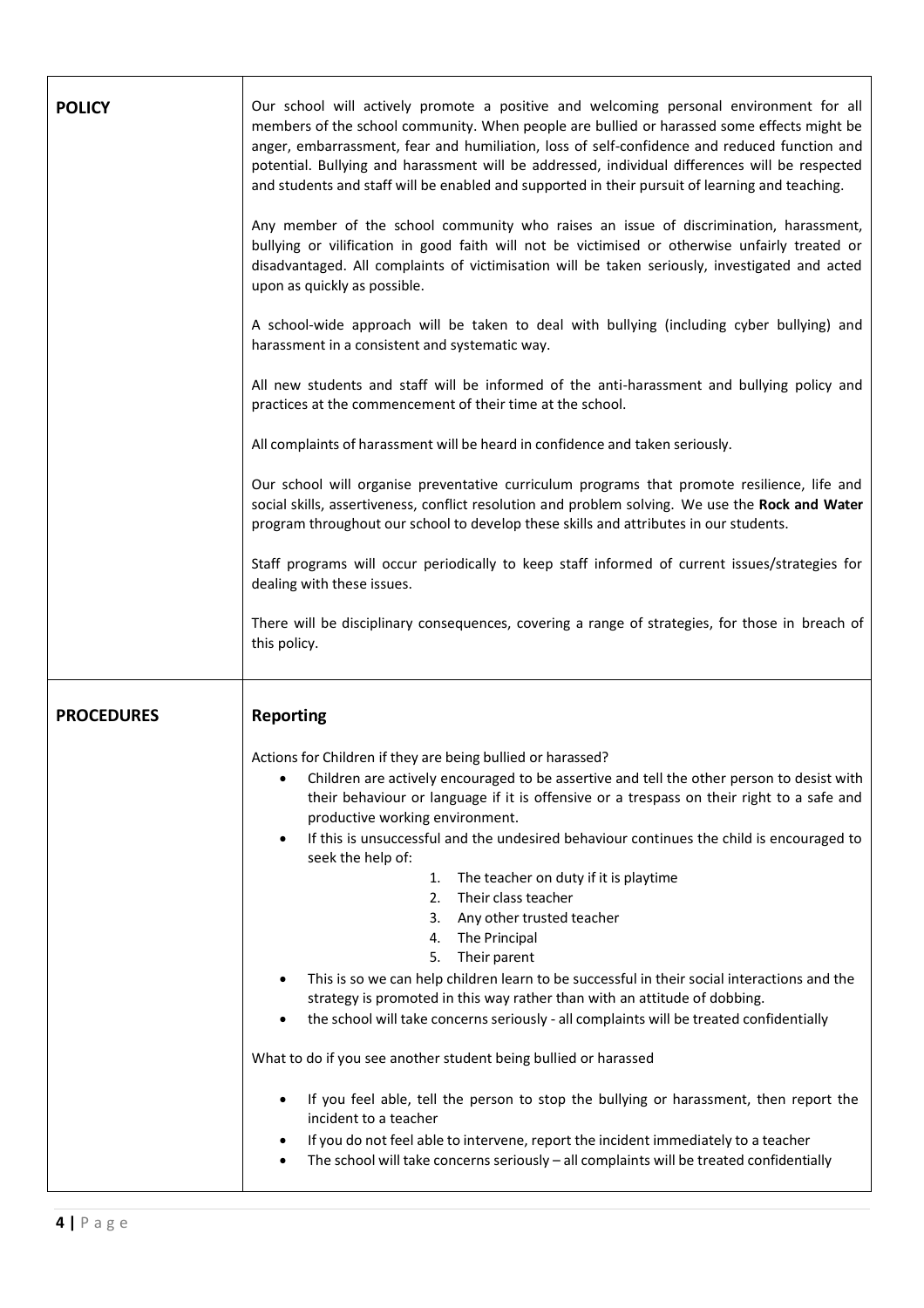| | |
|---|---|
| **POLICY** | Our school will actively promote a positive and welcoming personal environment for all members of the school community. When people are bullied or harassed some effects might be anger, embarrassment, fear and humiliation, loss of self-confidence and reduced function and potential. Bullying and harassment will be addressed, individual differences will be respected and students and staff will be enabled and supported in their pursuit of learning and teaching.<br><br>Any member of the school community who raises an issue of discrimination, harassment, bullying or vilification in good faith will not be victimised or otherwise unfairly treated or disadvantaged. All complaints of victimisation will be taken seriously, investigated and acted upon as quickly as possible.<br><br>A school-wide approach will be taken to deal with bullying (including cyber bullying) and harassment in a consistent and systematic way.<br><br>All new students and staff will be informed of the anti-harassment and bullying policy and practices at the commencement of their time at the school.<br><br>All complaints of harassment will be heard in confidence and taken seriously.<br><br>Our school will organise preventative curriculum programs that promote resilience, life and social skills, assertiveness, conflict resolution and problem solving. We use the **Rock and Water** program throughout our school to develop these skills and attributes in our students.<br><br>Staff programs will occur periodically to keep staff informed of current issues/strategies for dealing with these issues.<br><br>There will be disciplinary consequences, covering a range of strategies, for those in breach of this policy. |
| **PROCEDURES** | **Reporting**<br><br>Actions for Children if they are being bullied or harassed?<br>• Children are actively encouraged to be assertive and tell the other person to desist with their behaviour or language if it is offensive or a trespass on their right to a safe and productive working environment.<br>• If this is unsuccessful and the undesired behaviour continues the child is encouraged to seek the help of:<br>1. The teacher on duty if it is playtime<br>2. Their class teacher<br>3. Any other trusted teacher<br>4. The Principal<br>5. Their parent<br>• This is so we can help children learn to be successful in their social interactions and the strategy is promoted in this way rather than with an attitude of dobbing.<br>• the school will take concerns seriously - all complaints will be treated confidentially<br><br>What to do if you see another student being bullied or harassed<br><br>• If you feel able, tell the person to stop the bullying or harassment, then report the incident to a teacher<br>• If you do not feel able to intervene, report the incident immediately to a teacher<br>• The school will take concerns seriously – all complaints will be treated confidentially |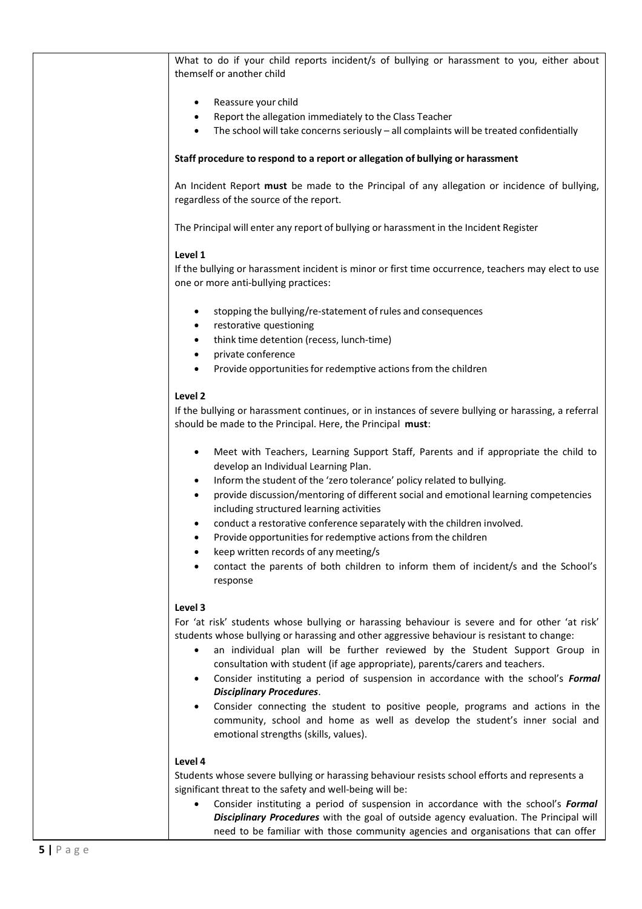What to do if your child reports incident/s of bullying or harassment to you, either about themself or another child

- Reassure your child
- Report the allegation immediately to the Class Teacher
- The school will take concerns seriously – all complaints will be treated confidentially

**Staff procedure to respond to a report or allegation of bullying or harassment**

An Incident Report **must** be made to the Principal of any allegation or incidence of bullying, regardless of the source of the report.

The Principal will enter any report of bullying or harassment in the Incident Register

**Level 1**

If the bullying or harassment incident is minor or first time occurrence, teachers may elect to use one or more anti-bullying practices:

- stopping the bullying/re-statement of rules and consequences
- restorative questioning
- think time detention (recess, lunch-time)
- private conference
- Provide opportunities for redemptive actions from the children

**Level 2**

If the bullying or harassment continues, or in instances of severe bullying or harassing, a referral should be made to the Principal. Here, the Principal **must**:

- Meet with Teachers, Learning Support Staff, Parents and if appropriate the child to develop an Individual Learning Plan.
- Inform the student of the 'zero tolerance' policy related to bullying.
- provide discussion/mentoring of different social and emotional learning competencies including structured learning activities
- conduct a restorative conference separately with the children involved.
- Provide opportunities for redemptive actions from the children
- keep written records of any meeting/s
- contact the parents of both children to inform them of incident/s and the School's response

**Level 3**

For 'at risk' students whose bullying or harassing behaviour is severe and for other 'at risk' students whose bullying or harassing and other aggressive behaviour is resistant to change:

- an individual plan will be further reviewed by the Student Support Group in consultation with student (if age appropriate), parents/carers and teachers.
- Consider instituting a period of suspension in accordance with the school's ***Formal Disciplinary Procedures***.
- Consider connecting the student to positive people, programs and actions in the community, school and home as well as develop the student's inner social and emotional strengths (skills, values).

**Level 4**

Students whose severe bullying or harassing behaviour resists school efforts and represents a significant threat to the safety and well-being will be:

- Consider instituting a period of suspension in accordance with the school's ***Formal Disciplinary Procedures*** with the goal of outside agency evaluation. The Principal will need to be familiar with those community agencies and organisations that can offer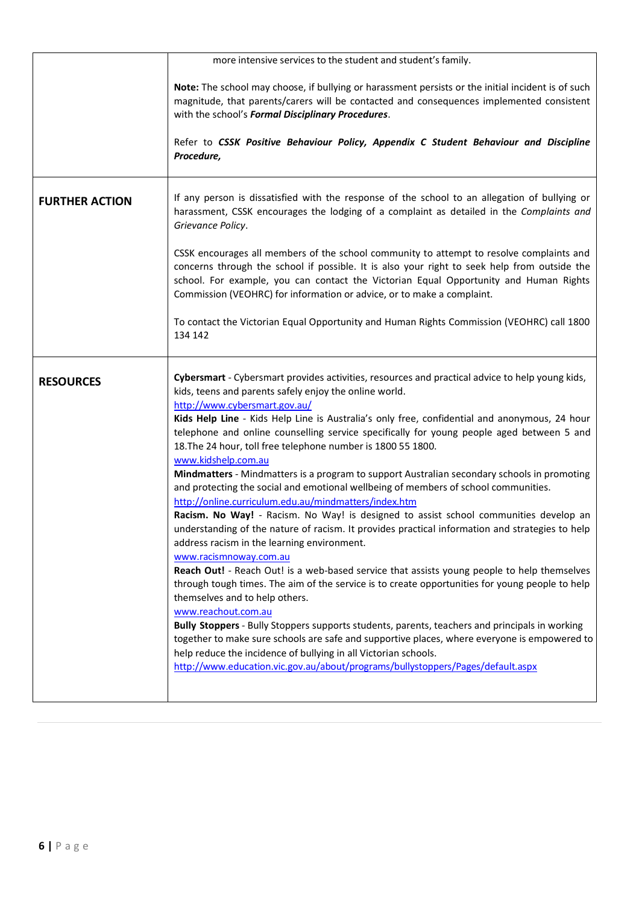| | |
|---|---|
| | more intensive services to the student and student's family.<br><br>**Note:** The school may choose, if bullying or harassment persists or the initial incident is of such magnitude, that parents/carers will be contacted and consequences implemented consistent with the school's ***Formal Disciplinary Procedures***.<br><br>Refer to ***CSSK Positive Behaviour Policy, Appendix C Student Behaviour and Discipline Procedure,*** |
| **FURTHER ACTION** | If any person is dissatisfied with the response of the school to an allegation of bullying or harassment, CSSK encourages the lodging of a complaint as detailed in the *Complaints and Grievance Policy*.<br><br>CSSK encourages all members of the school community to attempt to resolve complaints and concerns through the school if possible. It is also your right to seek help from outside the school. For example, you can contact the Victorian Equal Opportunity and Human Rights Commission (VEOHRC) for information or advice, or to make a complaint.<br><br>To contact the Victorian Equal Opportunity and Human Rights Commission (VEOHRC) call 1800 134 142 |
| **RESOURCES** | **Cybersmart** - Cybersmart provides activities, resources and practical advice to help young kids, kids, teens and parents safely enjoy the online world.<br>http://www.cybersmart.gov.au/<br>**Kids Help Line** - Kids Help Line is Australia's only free, confidential and anonymous, 24 hour telephone and online counselling service specifically for young people aged between 5 and 18.The 24 hour, toll free telephone number is 1800 55 1800.<br>www.kidshelp.com.au<br>**Mindmatters** - Mindmatters is a program to support Australian secondary schools in promoting and protecting the social and emotional wellbeing of members of school communities.<br>http://online.curriculum.edu.au/mindmatters/index.htm<br>**Racism. No Way!** - Racism. No Way! is designed to assist school communities develop an understanding of the nature of racism. It provides practical information and strategies to help address racism in the learning environment.<br>www.racismnoway.com.au<br>**Reach Out!** - Reach Out! is a web-based service that assists young people to help themselves through tough times. The aim of the service is to create opportunities for young people to help themselves and to help others.<br>www.reachout.com.au<br>**Bully Stoppers** - Bully Stoppers supports students, parents, teachers and principals in working together to make sure schools are safe and supportive places, where everyone is empowered to help reduce the incidence of bullying in all Victorian schools.<br>http://www.education.vic.gov.au/about/programs/bullystoppers/Pages/default.aspx |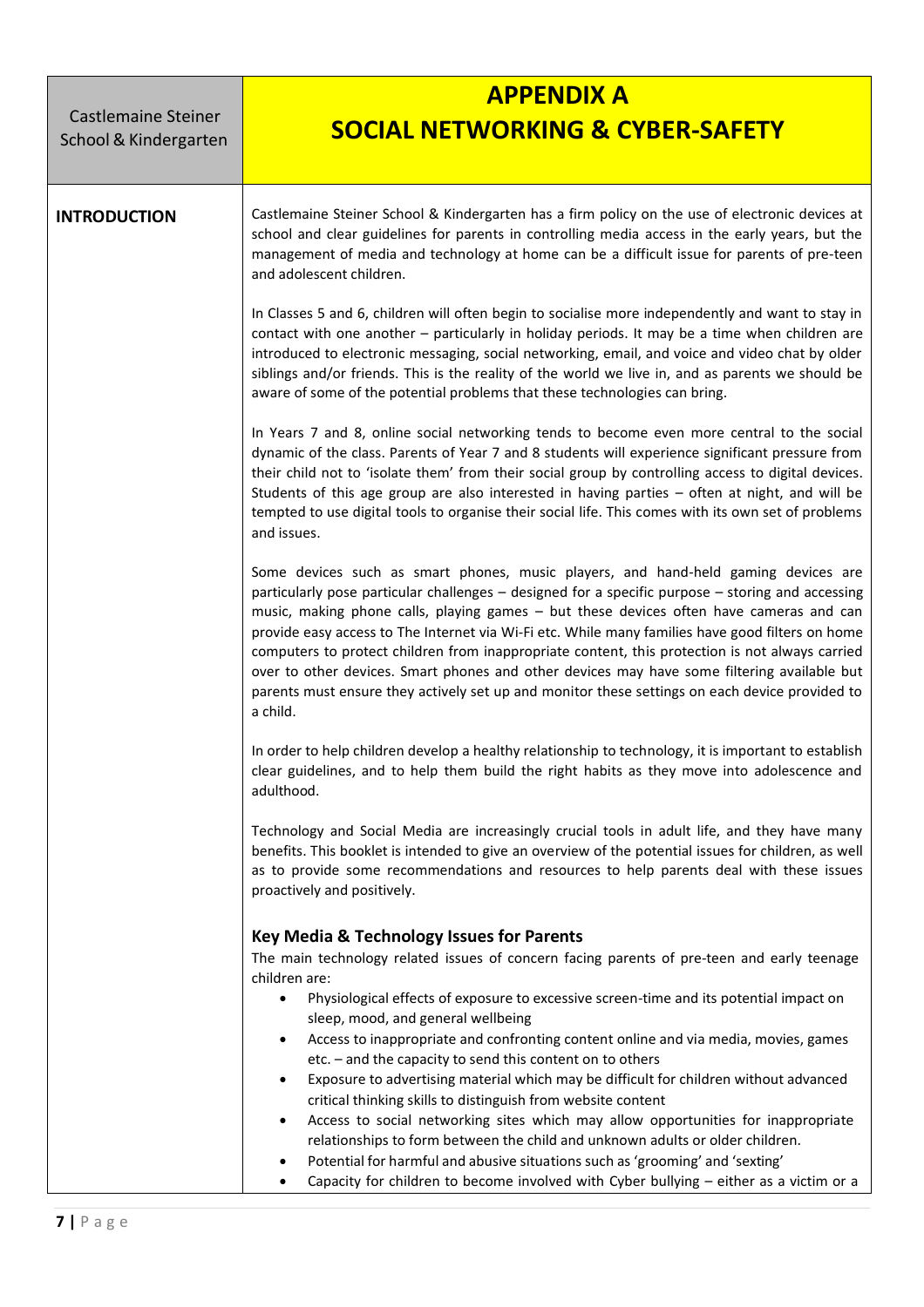Castlemaine Steiner School & Kindergarten

# APPENDIX A
# SOCIAL NETWORKING & CYBER-SAFETY

## INTRODUCTION

Castlemaine Steiner School & Kindergarten has a firm policy on the use of electronic devices at school and clear guidelines for parents in controlling media access in the early years, but the management of media and technology at home can be a difficult issue for parents of pre-teen and adolescent children.

In Classes 5 and 6, children will often begin to socialise more independently and want to stay in contact with one another – particularly in holiday periods. It may be a time when children are introduced to electronic messaging, social networking, email, and voice and video chat by older siblings and/or friends. This is the reality of the world we live in, and as parents we should be aware of some of the potential problems that these technologies can bring.

In Years 7 and 8, online social networking tends to become even more central to the social dynamic of the class. Parents of Year 7 and 8 students will experience significant pressure from their child not to 'isolate them' from their social group by controlling access to digital devices. Students of this age group are also interested in having parties – often at night, and will be tempted to use digital tools to organise their social life. This comes with its own set of problems and issues.

Some devices such as smart phones, music players, and hand-held gaming devices are particularly pose particular challenges – designed for a specific purpose – storing and accessing music, making phone calls, playing games – but these devices often have cameras and can provide easy access to The Internet via Wi-Fi etc. While many families have good filters on home computers to protect children from inappropriate content, this protection is not always carried over to other devices. Smart phones and other devices may have some filtering available but parents must ensure they actively set up and monitor these settings on each device provided to a child.

In order to help children develop a healthy relationship to technology, it is important to establish clear guidelines, and to help them build the right habits as they move into adolescence and adulthood.

Technology and Social Media are increasingly crucial tools in adult life, and they have many benefits. This booklet is intended to give an overview of the potential issues for children, as well as to provide some recommendations and resources to help parents deal with these issues proactively and positively.

### Key Media & Technology Issues for Parents

The main technology related issues of concern facing parents of pre-teen and early teenage children are:

- Physiological effects of exposure to excessive screen-time and its potential impact on sleep, mood, and general wellbeing
- Access to inappropriate and confronting content online and via media, movies, games etc. – and the capacity to send this content on to others
- Exposure to advertising material which may be difficult for children without advanced critical thinking skills to distinguish from website content
- Access to social networking sites which may allow opportunities for inappropriate relationships to form between the child and unknown adults or older children.
- Potential for harmful and abusive situations such as 'grooming' and 'sexting'
- Capacity for children to become involved with Cyber bullying – either as a victim or a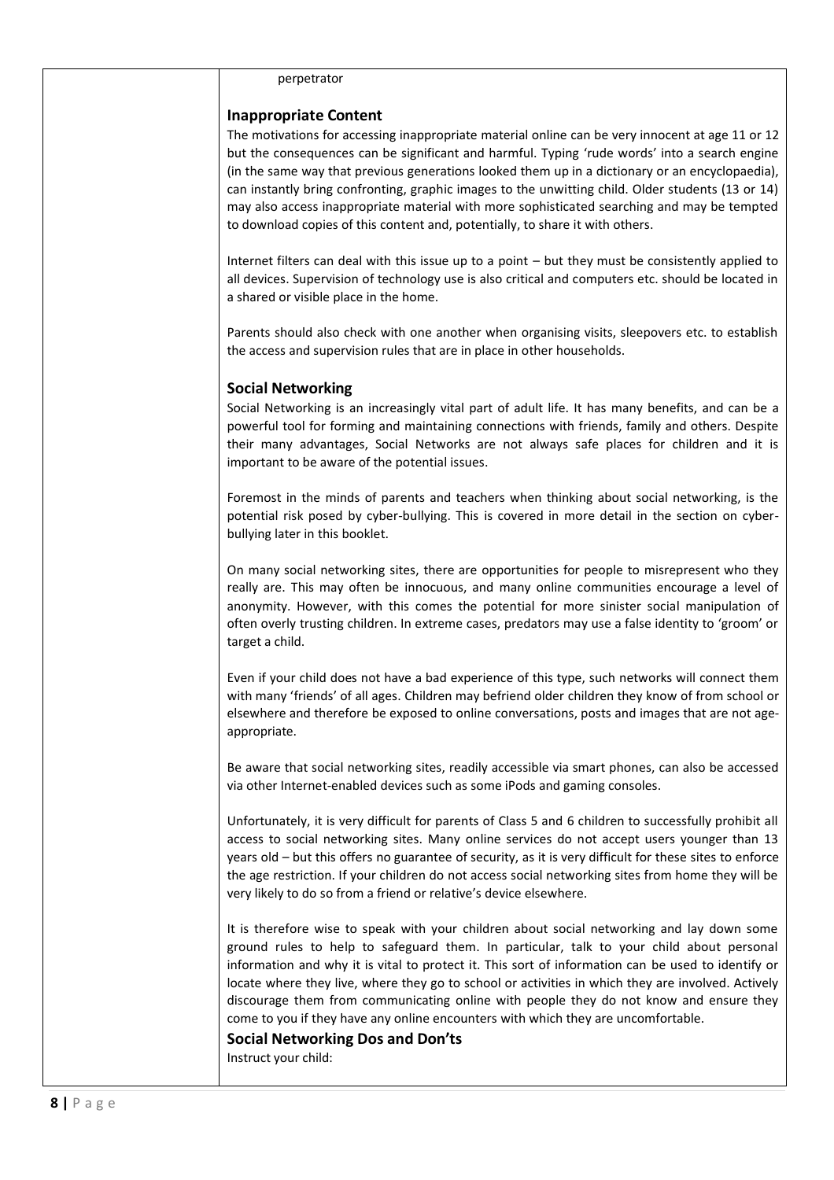perpetrator

### Inappropriate Content

The motivations for accessing inappropriate material online can be very innocent at age 11 or 12 but the consequences can be significant and harmful. Typing 'rude words' into a search engine (in the same way that previous generations looked them up in a dictionary or an encyclopaedia), can instantly bring confronting, graphic images to the unwitting child. Older students (13 or 14) may also access inappropriate material with more sophisticated searching and may be tempted to download copies of this content and, potentially, to share it with others.

Internet filters can deal with this issue up to a point – but they must be consistently applied to all devices. Supervision of technology use is also critical and computers etc. should be located in a shared or visible place in the home.

Parents should also check with one another when organising visits, sleepovers etc. to establish the access and supervision rules that are in place in other households.

### Social Networking

Social Networking is an increasingly vital part of adult life. It has many benefits, and can be a powerful tool for forming and maintaining connections with friends, family and others. Despite their many advantages, Social Networks are not always safe places for children and it is important to be aware of the potential issues.

Foremost in the minds of parents and teachers when thinking about social networking, is the potential risk posed by cyber-bullying. This is covered in more detail in the section on cyber-bullying later in this booklet.

On many social networking sites, there are opportunities for people to misrepresent who they really are. This may often be innocuous, and many online communities encourage a level of anonymity. However, with this comes the potential for more sinister social manipulation of often overly trusting children. In extreme cases, predators may use a false identity to 'groom' or target a child.

Even if your child does not have a bad experience of this type, such networks will connect them with many 'friends' of all ages. Children may befriend older children they know of from school or elsewhere and therefore be exposed to online conversations, posts and images that are not age-appropriate.

Be aware that social networking sites, readily accessible via smart phones, can also be accessed via other Internet-enabled devices such as some iPods and gaming consoles.

Unfortunately, it is very difficult for parents of Class 5 and 6 children to successfully prohibit all access to social networking sites. Many online services do not accept users younger than 13 years old – but this offers no guarantee of security, as it is very difficult for these sites to enforce the age restriction. If your children do not access social networking sites from home they will be very likely to do so from a friend or relative's device elsewhere.

It is therefore wise to speak with your children about social networking and lay down some ground rules to help to safeguard them. In particular, talk to your child about personal information and why it is vital to protect it. This sort of information can be used to identify or locate where they live, where they go to school or activities in which they are involved. Actively discourage them from communicating online with people they do not know and ensure they come to you if they have any online encounters with which they are uncomfortable.

### Social Networking Dos and Don'ts

Instruct your child: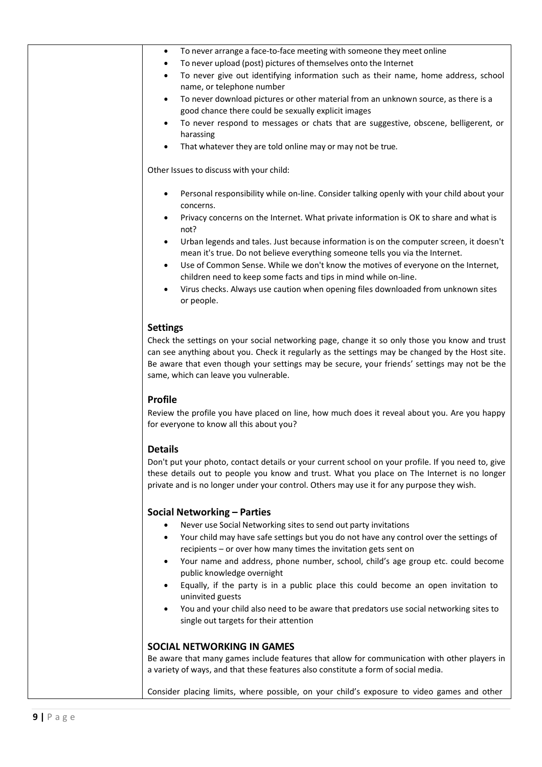- To never arrange a face-to-face meeting with someone they meet online
- To never upload (post) pictures of themselves onto the Internet
- To never give out identifying information such as their name, home address, school name, or telephone number
- To never download pictures or other material from an unknown source, as there is a good chance there could be sexually explicit images
- To never respond to messages or chats that are suggestive, obscene, belligerent, or harassing
- That whatever they are told online may or may not be true.

Other Issues to discuss with your child:

- Personal responsibility while on-line. Consider talking openly with your child about your concerns.
- Privacy concerns on the Internet. What private information is OK to share and what is not?
- Urban legends and tales. Just because information is on the computer screen, it doesn't mean it's true. Do not believe everything someone tells you via the Internet.
- Use of Common Sense. While we don't know the motives of everyone on the Internet, children need to keep some facts and tips in mind while on-line.
- Virus checks. Always use caution when opening files downloaded from unknown sites or people.

### Settings

Check the settings on your social networking page, change it so only those you know and trust can see anything about you. Check it regularly as the settings may be changed by the Host site. Be aware that even though your settings may be secure, your friends' settings may not be the same, which can leave you vulnerable.

### Profile

Review the profile you have placed on line, how much does it reveal about you. Are you happy for everyone to know all this about you?

### Details

Don't put your photo, contact details or your current school on your profile. If you need to, give these details out to people you know and trust. What you place on The Internet is no longer private and is no longer under your control. Others may use it for any purpose they wish.

### Social Networking – Parties

- Never use Social Networking sites to send out party invitations
- Your child may have safe settings but you do not have any control over the settings of recipients – or over how many times the invitation gets sent on
- Your name and address, phone number, school, child's age group etc. could become public knowledge overnight
- Equally, if the party is in a public place this could become an open invitation to uninvited guests
- You and your child also need to be aware that predators use social networking sites to single out targets for their attention

### SOCIAL NETWORKING IN GAMES

Be aware that many games include features that allow for communication with other players in a variety of ways, and that these features also constitute a form of social media.

Consider placing limits, where possible, on your child's exposure to video games and other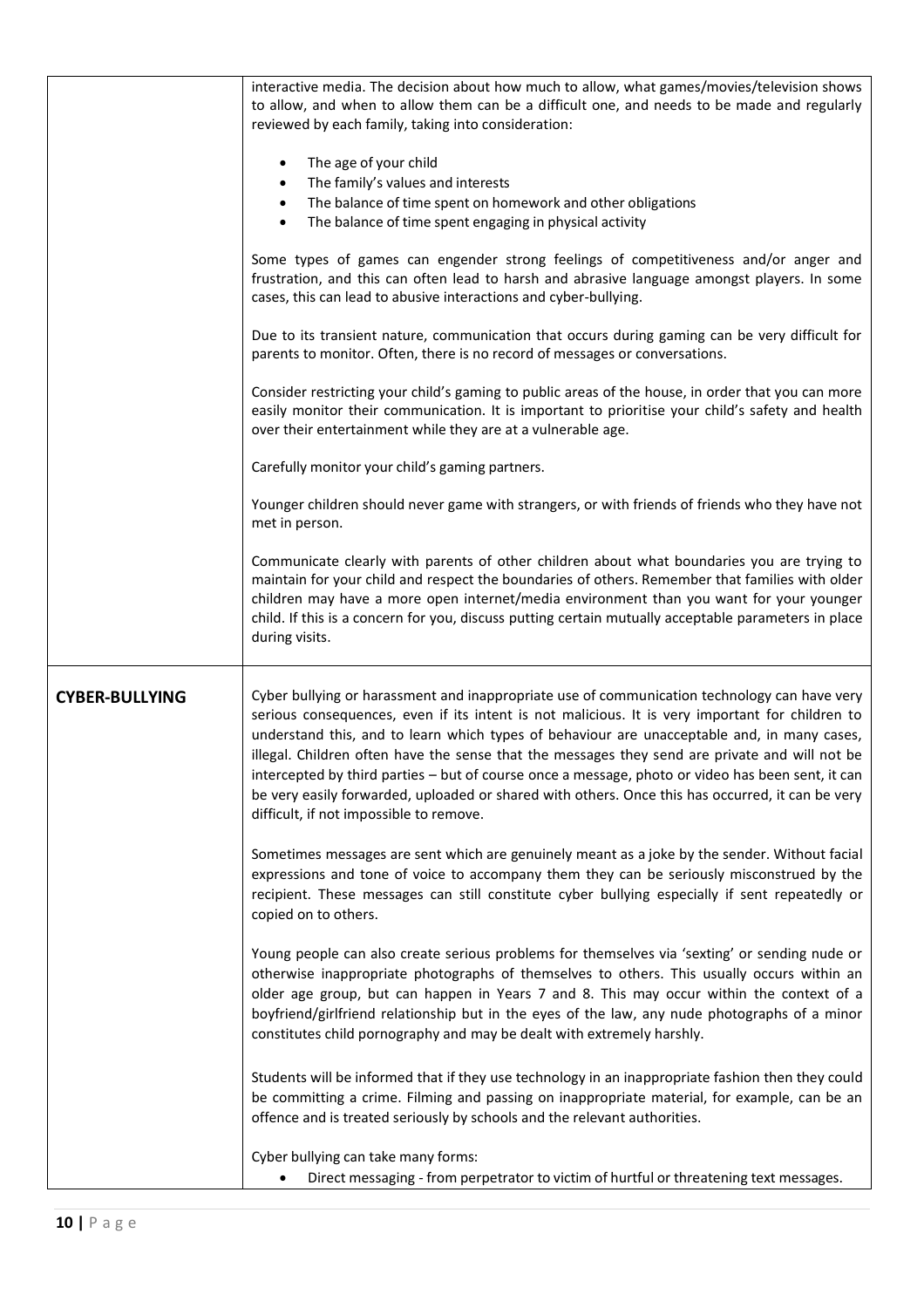| | |
|---|---|
| | interactive media. The decision about how much to allow, what games/movies/television shows to allow, and when to allow them can be a difficult one, and needs to be made and regularly reviewed by each family, taking into consideration:<br><br>• The age of your child<br>• The family's values and interests<br>• The balance of time spent on homework and other obligations<br>• The balance of time spent engaging in physical activity<br><br>Some types of games can engender strong feelings of competitiveness and/or anger and frustration, and this can often lead to harsh and abrasive language amongst players. In some cases, this can lead to abusive interactions and cyber-bullying.<br><br>Due to its transient nature, communication that occurs during gaming can be very difficult for parents to monitor. Often, there is no record of messages or conversations.<br><br>Consider restricting your child's gaming to public areas of the house, in order that you can more easily monitor their communication. It is important to prioritise your child's safety and health over their entertainment while they are at a vulnerable age.<br><br>Carefully monitor your child's gaming partners.<br><br>Younger children should never game with strangers, or with friends of friends who they have not met in person.<br><br>Communicate clearly with parents of other children about what boundaries you are trying to maintain for your child and respect the boundaries of others. Remember that families with older children may have a more open internet/media environment than you want for your younger child. If this is a concern for you, discuss putting certain mutually acceptable parameters in place during visits. |
| **CYBER-BULLYING** | Cyber bullying or harassment and inappropriate use of communication technology can have very serious consequences, even if its intent is not malicious. It is very important for children to understand this, and to learn which types of behaviour are unacceptable and, in many cases, illegal. Children often have the sense that the messages they send are private and will not be intercepted by third parties – but of course once a message, photo or video has been sent, it can be very easily forwarded, uploaded or shared with others. Once this has occurred, it can be very difficult, if not impossible to remove.<br><br>Sometimes messages are sent which are genuinely meant as a joke by the sender. Without facial expressions and tone of voice to accompany them they can be seriously misconstrued by the recipient. These messages can still constitute cyber bullying especially if sent repeatedly or copied on to others.<br><br>Young people can also create serious problems for themselves via 'sexting' or sending nude or otherwise inappropriate photographs of themselves to others. This usually occurs within an older age group, but can happen in Years 7 and 8. This may occur within the context of a boyfriend/girlfriend relationship but in the eyes of the law, any nude photographs of a minor constitutes child pornography and may be dealt with extremely harshly.<br><br>Students will be informed that if they use technology in an inappropriate fashion then they could be committing a crime. Filming and passing on inappropriate material, for example, can be an offence and is treated seriously by schools and the relevant authorities.<br><br>Cyber bullying can take many forms:<br>• Direct messaging - from perpetrator to victim of hurtful or threatening text messages. |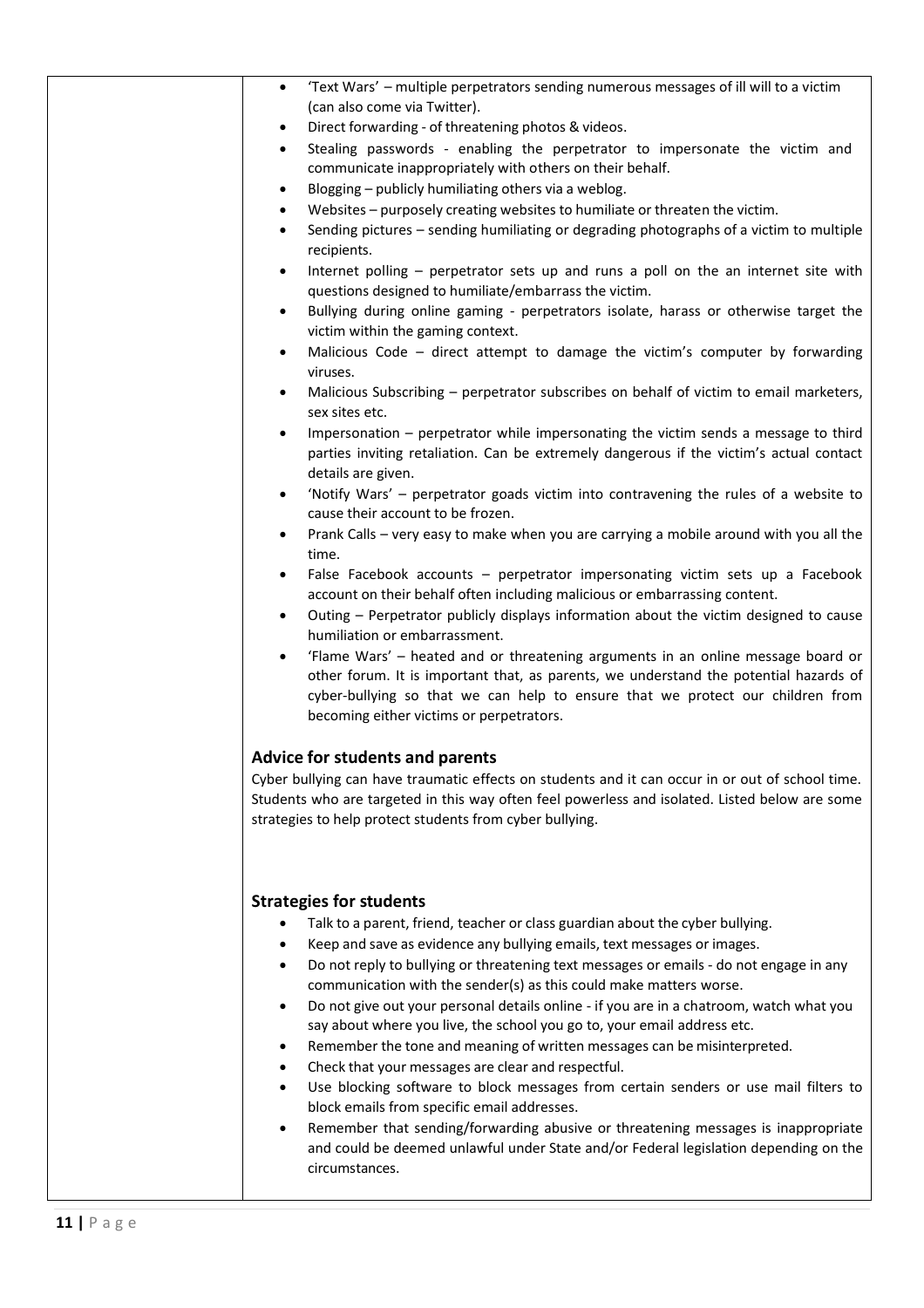- 'Text Wars' – multiple perpetrators sending numerous messages of ill will to a victim (can also come via Twitter).
- Direct forwarding - of threatening photos & videos.
- Stealing passwords - enabling the perpetrator to impersonate the victim and communicate inappropriately with others on their behalf.
- Blogging – publicly humiliating others via a weblog.
- Websites – purposely creating websites to humiliate or threaten the victim.
- Sending pictures – sending humiliating or degrading photographs of a victim to multiple recipients.
- Internet polling – perpetrator sets up and runs a poll on the an internet site with questions designed to humiliate/embarrass the victim.
- Bullying during online gaming - perpetrators isolate, harass or otherwise target the victim within the gaming context.
- Malicious Code – direct attempt to damage the victim's computer by forwarding viruses.
- Malicious Subscribing – perpetrator subscribes on behalf of victim to email marketers, sex sites etc.
- Impersonation – perpetrator while impersonating the victim sends a message to third parties inviting retaliation. Can be extremely dangerous if the victim's actual contact details are given.
- 'Notify Wars' – perpetrator goads victim into contravening the rules of a website to cause their account to be frozen.
- Prank Calls – very easy to make when you are carrying a mobile around with you all the time.
- False Facebook accounts – perpetrator impersonating victim sets up a Facebook account on their behalf often including malicious or embarrassing content.
- Outing – Perpetrator publicly displays information about the victim designed to cause humiliation or embarrassment.
- 'Flame Wars' – heated and or threatening arguments in an online message board or other forum. It is important that, as parents, we understand the potential hazards of cyber-bullying so that we can help to ensure that we protect our children from becoming either victims or perpetrators.

### Advice for students and parents

Cyber bullying can have traumatic effects on students and it can occur in or out of school time. Students who are targeted in this way often feel powerless and isolated. Listed below are some strategies to help protect students from cyber bullying.

### Strategies for students

- Talk to a parent, friend, teacher or class guardian about the cyber bullying.
- Keep and save as evidence any bullying emails, text messages or images.
- Do not reply to bullying or threatening text messages or emails - do not engage in any communication with the sender(s) as this could make matters worse.
- Do not give out your personal details online - if you are in a chatroom, watch what you say about where you live, the school you go to, your email address etc.
- Remember the tone and meaning of written messages can be misinterpreted.
- Check that your messages are clear and respectful.
- Use blocking software to block messages from certain senders or use mail filters to block emails from specific email addresses.
- Remember that sending/forwarding abusive or threatening messages is inappropriate and could be deemed unlawful under State and/or Federal legislation depending on the circumstances.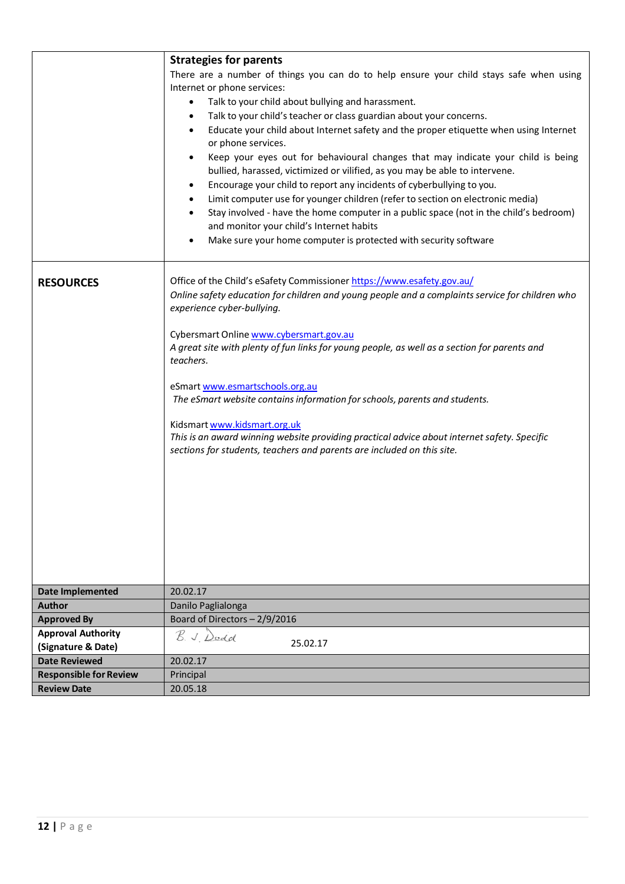| | |
|---|---|
| | **Strategies for parents**<br>There are a number of things you can do to help ensure your child stays safe when using Internet or phone services:<br>• Talk to your child about bullying and harassment.<br>• Talk to your child's teacher or class guardian about your concerns.<br>• Educate your child about Internet safety and the proper etiquette when using Internet or phone services.<br>• Keep your eyes out for behavioural changes that may indicate your child is being bullied, harassed, victimized or vilified, as you may be able to intervene.<br>• Encourage your child to report any incidents of cyberbullying to you.<br>• Limit computer use for younger children (refer to section on electronic media)<br>• Stay involved - have the home computer in a public space (not in the child's bedroom) and monitor your child's Internet habits<br>• Make sure your home computer is protected with security software |
| **RESOURCES** | Office of the Child's eSafety Commissioner https://www.esafety.gov.au/<br>*Online safety education for children and young people and a complaints service for children who experience cyber-bullying.*<br><br>Cybersmart Online www.cybersmart.gov.au<br>*A great site with plenty of fun links for young people, as well as a section for parents and teachers.*<br><br>eSmart www.esmartschools.org.au<br>*The eSmart website contains information for schools, parents and students.*<br><br>Kidsmart www.kidsmart.org.uk<br>*This is an award winning website providing practical advice about internet safety. Specific sections for students, teachers and parents are included on this site.* |
| **Date Implemented** | 20.02.17 |
| **Author** | Danilo Paglialonga |
| **Approved By** | Board of Directors – 2/9/2016 |
| **Approval Authority (Signature & Date)** | B. J. Dodd 25.02.17 |
| **Date Reviewed** | 20.02.17 |
| **Responsible for Review** | Principal |
| **Review Date** | 20.05.18 |